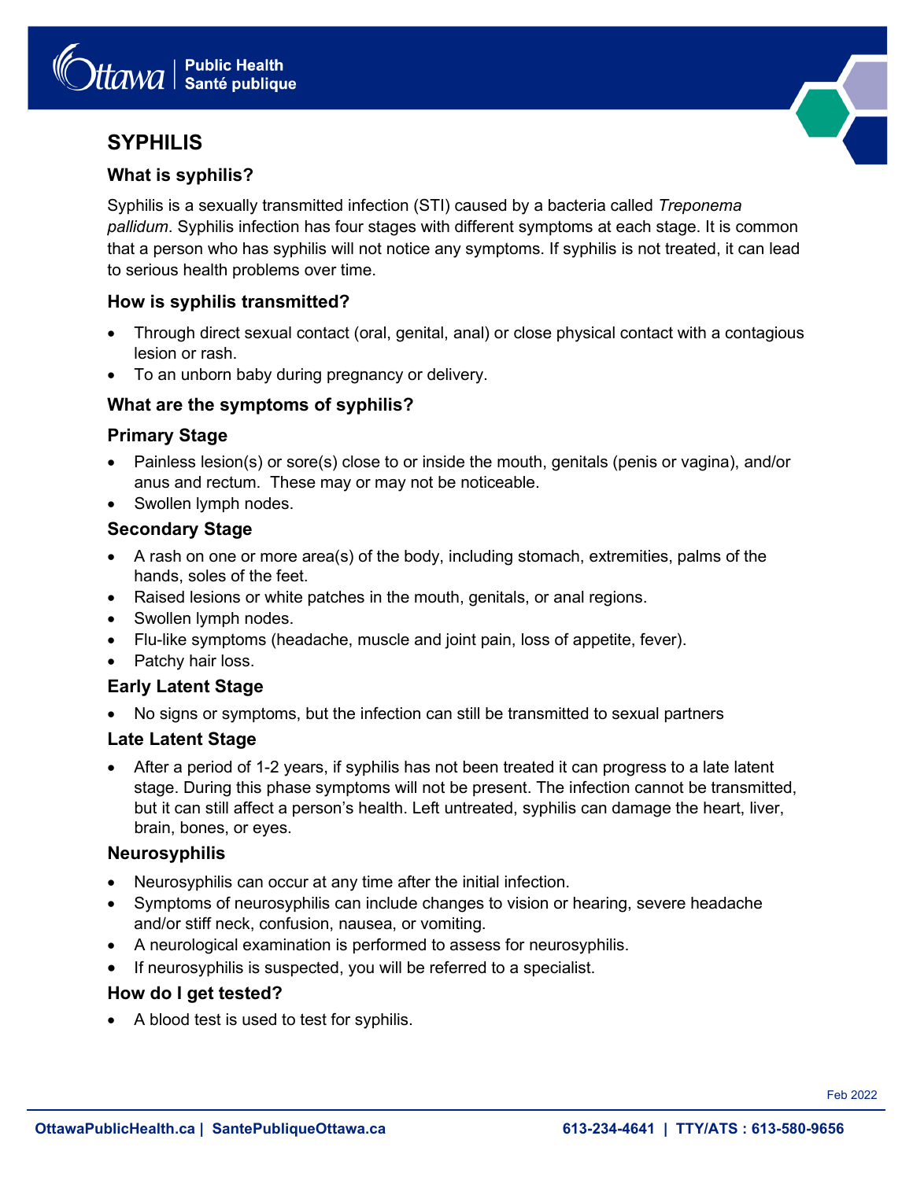# SYPHILIS

## What is syphilis?

Syphilis is a sexually transmitted infection (STI) caused by a bacteria called *Treponema pallidum*. Syphilis infection has four stages with different symptoms at each stage. It is common that a person who has syphilis will not notice any symptoms. If syphilis is not treated, it can lead to serious health problems over time.

## How is syphilis transmitted?

- Through direct sexual contact (oral, genital, anal) or close physical contact with a contagious lesion or rash.
- To an unborn baby during pregnancy or delivery.

## What are the symptoms of syphilis?

### Primary Stage

- Painless lesion(s) or sore(s) close to or inside the mouth, genitals (penis or vagina), and/or anus and rectum. These may or may not be noticeable.
- Swollen lymph nodes.

### Secondary Stage

- A rash on one or more area(s) of the body, including stomach, extremities, palms of the hands, soles of the feet.
- Raised lesions or white patches in the mouth, genitals, or anal regions.
- Swollen lymph nodes.
- Flu-like symptoms (headache, muscle and joint pain, loss of appetite, fever).
- Patchy hair loss.

### Early Latent Stage

- No signs or symptoms, but the infection can still be transmitted to sexual partners

### Late Latent Stage

- After a period of 1-2 years, if syphilis has not been treated it can progress to a late latent stage. During this phase symptoms will not be present. The infection cannot be transmitted, but it can still affect a person's health. Left untreated, syphilis can damage the heart, liver, brain, bones, or eyes.

### Neurosyphilis

- Neurosyphilis can occur at any time after the initial infection.
- Symptoms of neurosyphilis can include changes to vision or hearing, severe headache and/or stiff neck, confusion, nausea, or vomiting.
- A neurological examination is performed to assess for neurosyphilis.
- If neurosyphilis is suspected, you will be referred to a specialist.

## How do I get tested?

- A blood test is used to test for syphilis.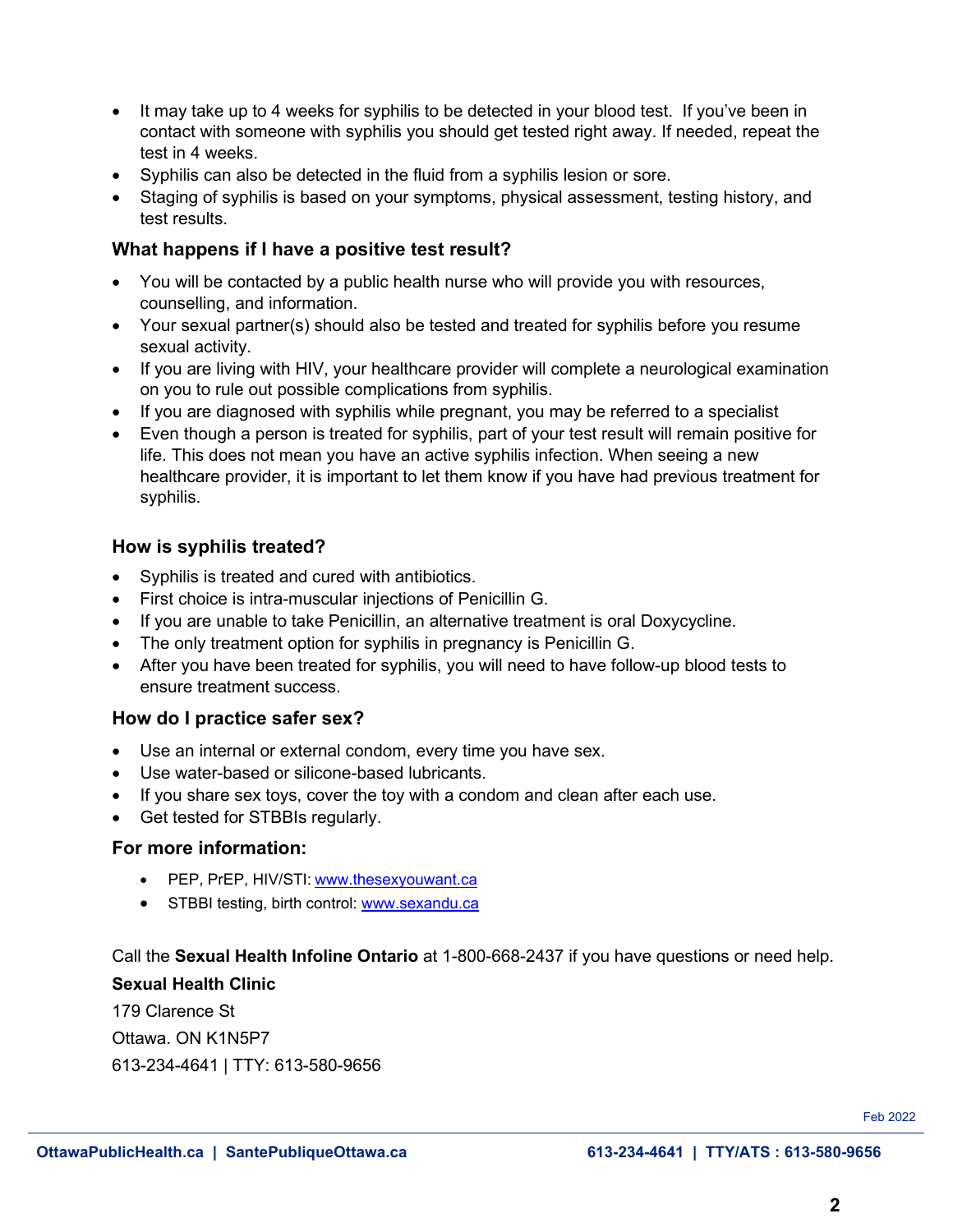- It may take up to 4 weeks for syphilis to be detected in your blood test. If you've been in contact with someone with syphilis you should get tested right away. If needed, repeat the test in 4 weeks.
- Syphilis can also be detected in the fluid from a syphilis lesion or sore.
- Staging of syphilis is based on your symptoms, physical assessment, testing history, and test results.

### What happens if I have a positive test result?

- You will be contacted by a public health nurse who will provide you with resources, counselling, and information.
- Your sexual partner(s) should also be tested and treated for syphilis before you resume sexual activity.
- If you are living with HIV, your healthcare provider will complete a neurological examination on you to rule out possible complications from syphilis.
- If you are diagnosed with syphilis while pregnant, you may be referred to a specialist
- Even though a person is treated for syphilis, part of your test result will remain positive for life. This does not mean you have an active syphilis infection. When seeing a new healthcare provider, it is important to let them know if you have had previous treatment for syphilis.

### How is syphilis treated?

- Syphilis is treated and cured with antibiotics.
- First choice is intra-muscular injections of Penicillin G.
- If you are unable to take Penicillin, an alternative treatment is oral Doxycycline.
- The only treatment option for syphilis in pregnancy is Penicillin G.
- After you have been treated for syphilis, you will need to have follow-up blood tests to ensure treatment success.

### How do I practice safer sex?

- Use an internal or external condom, every time you have sex.
- Use water-based or silicone-based lubricants.
- If you share sex toys, cover the toy with a condom and clean after each use.
- Get tested for STBBIs regularly.

### For more information:

- PEP, PrEP, HIV/STI: www.thesexyouwant.ca
- STBBI testing, birth control: www.sexandu.ca

Call the **Sexual Health Infoline Ontario** at 1-800-668-2437 if you have questions or need help.

**Sexual Health Clinic**

179 Clarence St

Ottawa. ON K1N5P7

613-234-4641 | TTY: 613-580-9656

Feb 2022